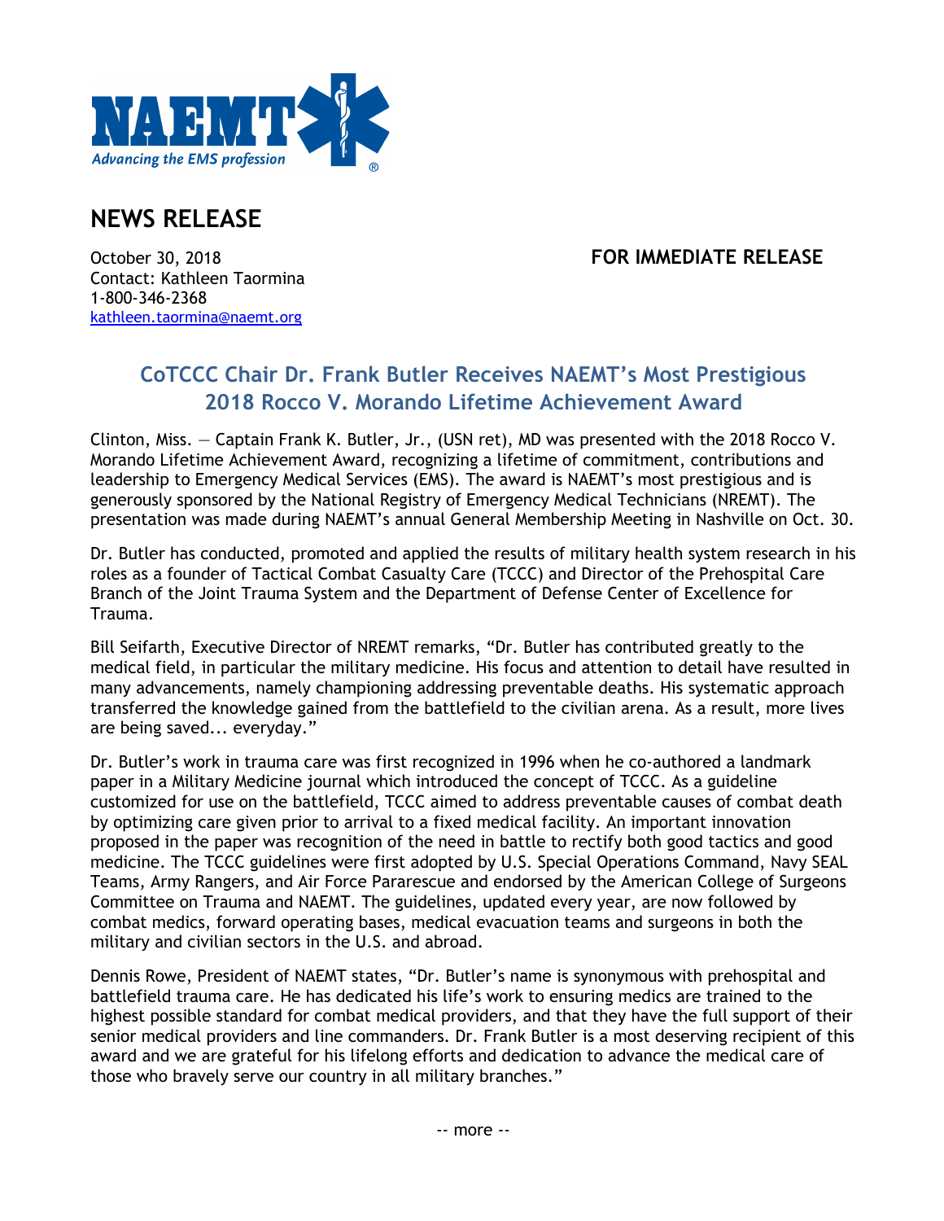# NEWS RELEASE

October 30, 2018
Contact: Kathleen Taormina
1-800-346-2368
kathleen.taormina@naemt.org

**FOR IMMEDIATE RELEASE**

## CoTCCC Chair Dr. Frank Butler Receives NAEMT's Most Prestigious 2018 Rocco V. Morando Lifetime Achievement Award

Clinton, Miss. — Captain Frank K. Butler, Jr., (USN ret), MD was presented with the 2018 Rocco V. Morando Lifetime Achievement Award, recognizing a lifetime of commitment, contributions and leadership to Emergency Medical Services (EMS). The award is NAEMT's most prestigious and is generously sponsored by the National Registry of Emergency Medical Technicians (NREMT). The presentation was made during NAEMT's annual General Membership Meeting in Nashville on Oct. 30.

Dr. Butler has conducted, promoted and applied the results of military health system research in his roles as a founder of Tactical Combat Casualty Care (TCCC) and Director of the Prehospital Care Branch of the Joint Trauma System and the Department of Defense Center of Excellence for Trauma.

Bill Seifarth, Executive Director of NREMT remarks, "Dr. Butler has contributed greatly to the medical field, in particular the military medicine. His focus and attention to detail have resulted in many advancements, namely championing addressing preventable deaths. His systematic approach transferred the knowledge gained from the battlefield to the civilian arena. As a result, more lives are being saved... everyday."

Dr. Butler's work in trauma care was first recognized in 1996 when he co-authored a landmark paper in a Military Medicine journal which introduced the concept of TCCC. As a guideline customized for use on the battlefield, TCCC aimed to address preventable causes of combat death by optimizing care given prior to arrival to a fixed medical facility. An important innovation proposed in the paper was recognition of the need in battle to rectify both good tactics and good medicine. The TCCC guidelines were first adopted by U.S. Special Operations Command, Navy SEAL Teams, Army Rangers, and Air Force Pararescue and endorsed by the American College of Surgeons Committee on Trauma and NAEMT. The guidelines, updated every year, are now followed by combat medics, forward operating bases, medical evacuation teams and surgeons in both the military and civilian sectors in the U.S. and abroad.

Dennis Rowe, President of NAEMT states, "Dr. Butler's name is synonymous with prehospital and battlefield trauma care. He has dedicated his life's work to ensuring medics are trained to the highest possible standard for combat medical providers, and that they have the full support of their senior medical providers and line commanders. Dr. Frank Butler is a most deserving recipient of this award and we are grateful for his lifelong efforts and dedication to advance the medical care of those who bravely serve our country in all military branches."

-- more --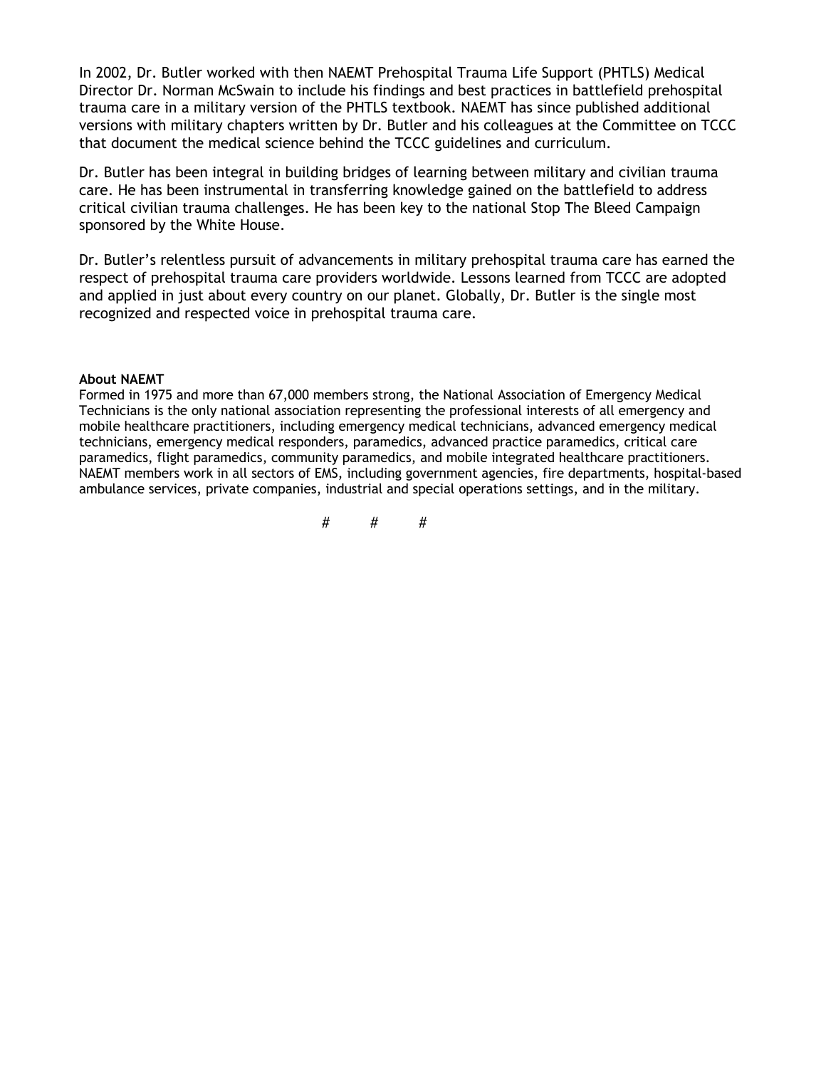In 2002, Dr. Butler worked with then NAEMT Prehospital Trauma Life Support (PHTLS) Medical Director Dr. Norman McSwain to include his findings and best practices in battlefield prehospital trauma care in a military version of the PHTLS textbook. NAEMT has since published additional versions with military chapters written by Dr. Butler and his colleagues at the Committee on TCCC that document the medical science behind the TCCC guidelines and curriculum.

Dr. Butler has been integral in building bridges of learning between military and civilian trauma care. He has been instrumental in transferring knowledge gained on the battlefield to address critical civilian trauma challenges. He has been key to the national Stop The Bleed Campaign sponsored by the White House.

Dr. Butler's relentless pursuit of advancements in military prehospital trauma care has earned the respect of prehospital trauma care providers worldwide. Lessons learned from TCCC are adopted and applied in just about every country on our planet. Globally, Dr. Butler is the single most recognized and respected voice in prehospital trauma care.

**About NAEMT**

Formed in 1975 and more than 67,000 members strong, the National Association of Emergency Medical Technicians is the only national association representing the professional interests of all emergency and mobile healthcare practitioners, including emergency medical technicians, advanced emergency medical technicians, emergency medical responders, paramedics, advanced practice paramedics, critical care paramedics, flight paramedics, community paramedics, and mobile integrated healthcare practitioners. NAEMT members work in all sectors of EMS, including government agencies, fire departments, hospital-based ambulance services, private companies, industrial and special operations settings, and in the military.

# # #